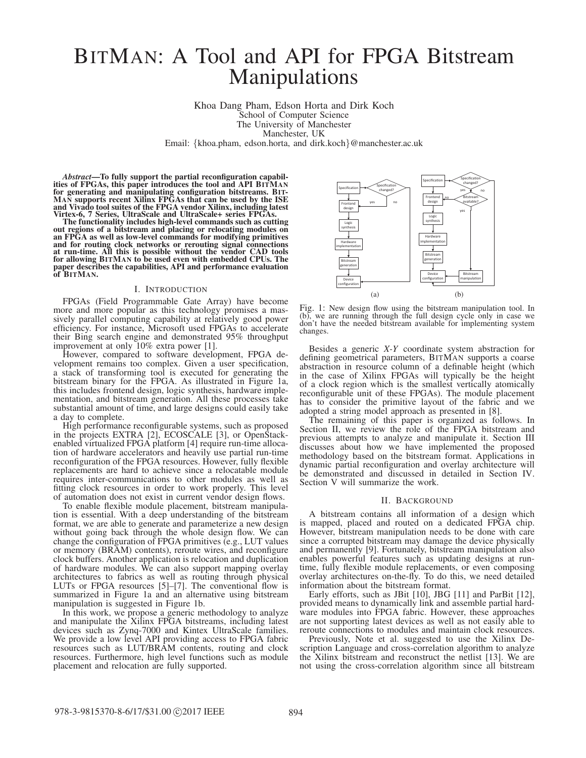# BitMan: A Tool and API for FPGA Bitstream Manipulations

Khoa Dang Pham, Edson Horta and Dirk Koch
School of Computer Science
The University of Manchester
Manchester, UK
Email: {khoa.pham, edson.horta, and dirk.koch}@manchester.ac.uk

***Abstract*—To fully support the partial reconfiguration capabilities of FPGAs, this paper introduces the tool and API BitMan for generating and manipulating configuration bitstreams. BitMan supports recent Xilinx FPGAs that can be used by the ISE and Vivado tool suites of the FPGA vendor Xilinx, including latest Virtex-6, 7 Series, UltraScale and UltraScale+ series FPGAs.**

**The functionality includes high-level commands such as cutting out regions of a bitstream and placing or relocating modules on an FPGA as well as low-level commands for modifying primitives and for routing clock networks or rerouting signal connections at run-time. All this is possible without the vendor CAD tools for allowing BitMan to be used even with embedded CPUs. The paper describes the capabilities, API and performance evaluation of BitMan.**

## I. Introduction

FPGAs (Field Programmable Gate Array) have become more and more popular as this technology promises a massively parallel computing capability at relatively good power efficiency. For instance, Microsoft used FPGAs to accelerate their Bing search engine and demonstrated 95% throughput improvement at only 10% extra power [1].

However, compared to software development, FPGA development remains too complex. Given a user specification, a stack of transforming tool is executed for generating the bitstream binary for the FPGA. As illustrated in Figure 1a, this includes frontend design, logic synthesis, hardware implementation, and bitstream generation. All these processes take substantial amount of time, and large designs could easily take a day to complete.

High performance reconfigurable systems, such as proposed in the projects EXTRA [2], ECOSCALE [3], or OpenStack-enabled virtualized FPGA platform [4] require run-time allocation of hardware accelerators and heavily use partial run-time reconfiguration of the FPGA resources. However, fully flexible replacements are hard to achieve since a relocatable module requires inter-communications to other modules as well as fitting clock resources in order to work properly. This level of automation does not exist in current vendor design flows.

To enable flexible module placement, bitstream manipulation is essential. With a deep understanding of the bitstream format, we are able to generate and parameterize a new design without going back through the whole design flow. We can change the configuration of FPGA primitives (e.g., LUT values or memory (BRAM) contents), reroute wires, and reconfigure clock buffers. Another application is relocation and duplication of hardware modules. We can also support mapping overlay architectures to fabrics as well as routing through physical LUTs or FPGA resources [5]–[7]. The conventional flow is summarized in Figure 1a and an alternative using bitstream manipulation is suggested in Figure 1b.

In this work, we propose a generic methodology to analyze and manipulate the Xilinx FPGA bitstreams, including latest devices such as Zynq-7000 and Kintex UltraScale families. We provide a low level API providing access to FPGA fabric resources such as LUT/BRAM contents, routing and clock resources. Furthermore, high level functions such as module placement and relocation are fully supported.

Fig. 1: New design flow using the bitstream manipulation tool. In (b), we are running through the full design cycle only in case we don't have the needed bitstream available for implementing system changes.

Besides a generic *X-Y* coordinate system abstraction for defining geometrical parameters, BitMan supports a coarse abstraction in resource column of a definable height (which in the case of Xilinx FPGAs will typically be the height of a clock region which is the smallest vertically atomically reconfigurable unit of these FPGAs). The module placement has to consider the primitive layout of the fabric and we adopted a string model approach as presented in [8].

The remaining of this paper is organized as follows. In Section II, we review the role of the FPGA bitstream and previous attempts to analyze and manipulate it. Section III discusses about how we have implemented the proposed methodology based on the bitstream format. Applications in dynamic partial reconfiguration and overlay architecture will be demonstrated and discussed in detailed in Section IV. Section V will summarize the work.

## II. Background

A bitstream contains all information of a design which is mapped, placed and routed on a dedicated FPGA chip. However, bitstream manipulation needs to be done with care since a corrupted bitstream may damage the device physically and permanently [9]. Fortunately, bitstream manipulation also enables powerful features such as updating designs at run-time, fully flexible module replacements, or even composing overlay architectures on-the-fly. To do this, we need detailed information about the bitstream format.

Early efforts, such as JBit [10], JBG [11] and ParBit [12], provided means to dynamically link and assemble partial hardware modules into FPGA fabric. However, these approaches are not supporting latest devices as well as not easily able to reroute connections to modules and maintain clock resources.

Previously, Note et al. suggested to use the Xilinx Description Language and cross-correlation algorithm to analyze the Xilinx bitstream and reconstruct the netlist [13]. We are not using the cross-correlation algorithm since all bitstream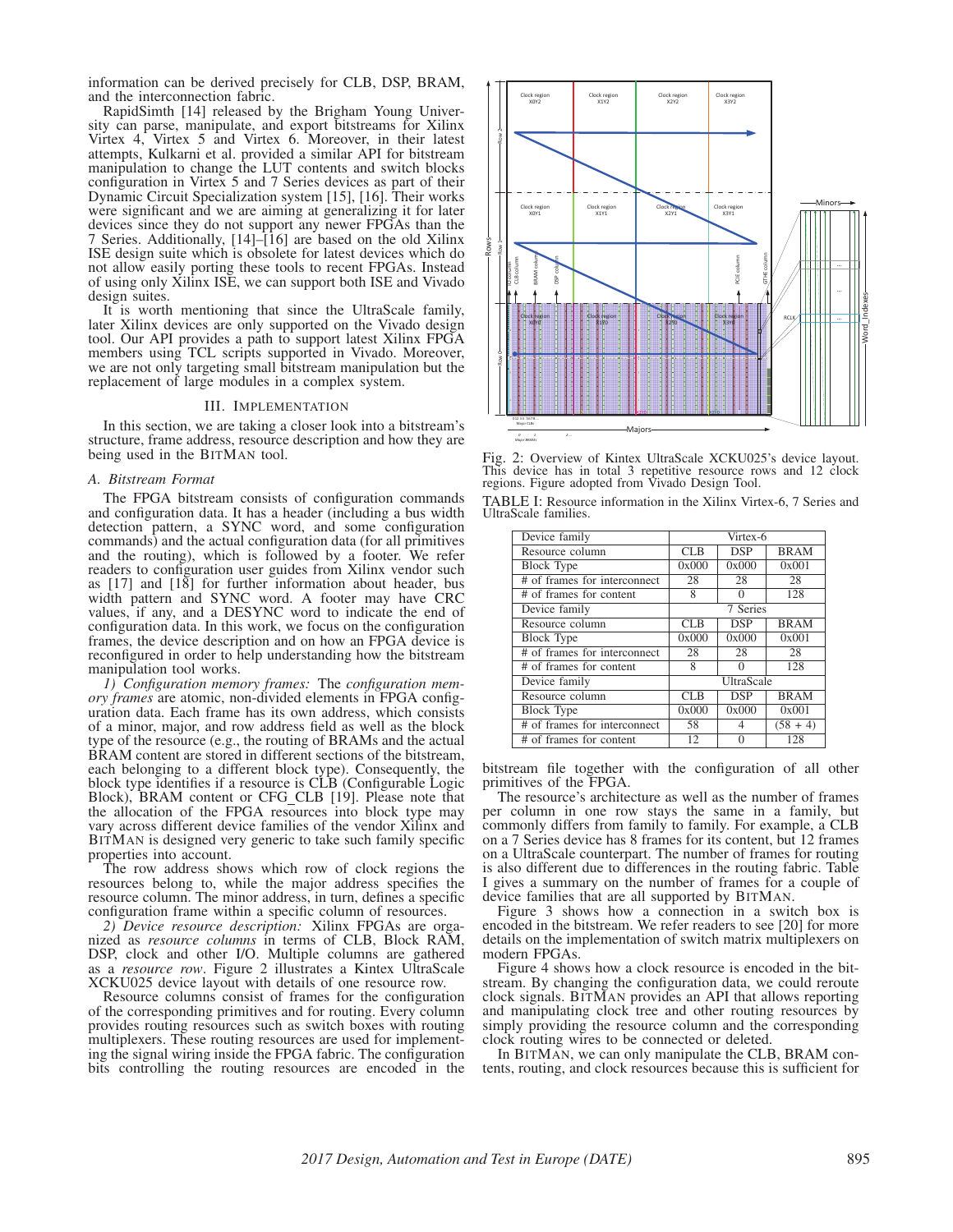information can be derived precisely for CLB, DSP, BRAM, and the interconnection fabric.

RapidSimth [14] released by the Brigham Young University can parse, manipulate, and export bitstreams for Xilinx Virtex 4, Virtex 5 and Virtex 6. Moreover, in their latest attempts, Kulkarni et al. provided a similar API for bitstream manipulation to change the LUT contents and switch blocks configuration in Virtex 5 and 7 Series devices as part of their Dynamic Circuit Specialization system [15], [16]. Their works were significant and we are aiming at generalizing it for later devices since they do not support any newer FPGAs than the 7 Series. Additionally, [14]–[16] are based on the old Xilinx ISE design suite which is obsolete for latest devices which do not allow easily porting these tools to recent FPGAs. Instead of using only Xilinx ISE, we can support both ISE and Vivado design suites.

It is worth mentioning that since the UltraScale family, later Xilinx devices are only supported on the Vivado design tool. Our API provides a path to support latest Xilinx FPGA members using TCL scripts supported in Vivado. Moreover, we are not only targeting small bitstream manipulation but the replacement of large modules in a complex system.

## III. Implementation

In this section, we are taking a closer look into a bitstream's structure, frame address, resource description and how they are being used in the BitMan tool.

### A. Bitstream Format

The FPGA bitstream consists of configuration commands and configuration data. It has a header (including a bus width detection pattern, a SYNC word, and some configuration commands) and the actual configuration data (for all primitives and the routing), which is followed by a footer. We refer readers to configuration user guides from Xilinx vendor such as [17] and [18] for further information about header, bus width pattern and SYNC word. A footer may have CRC values, if any, and a DESYNC word to indicate the end of configuration data. In this work, we focus on the configuration frames, the device description and on how an FPGA device is reconfigured in order to help understanding how the bitstream manipulation tool works.

*1) Configuration memory frames:* The *configuration memory frames* are atomic, non-divided elements in FPGA configuration data. Each frame has its own address, which consists of a minor, major, and row address field as well as the block type of the resource (e.g., the routing of BRAMs and the actual BRAM content are stored in different sections of the bitstream, each belonging to a different block type). Consequently, the block type identifies if a resource is CLB (Configurable Logic Block), BRAM content or CFG_CLB [19]. Please note that the allocation of the FPGA resources into block type may vary across different device families of the vendor Xilinx and BitMan is designed very generic to take such family specific properties into account.

The row address shows which row of clock regions the resources belong to, while the major address specifies the resource column. The minor address, in turn, defines a specific configuration frame within a specific column of resources.

*2) Device resource description:* Xilinx FPGAs are organized as *resource columns* in terms of CLB, Block RAM, DSP, clock and other I/O. Multiple columns are gathered as a *resource row*. Figure 2 illustrates a Kintex UltraScale XCKU025 device layout with details of one resource row.

Resource columns consist of frames for the configuration of the corresponding primitives and for routing. Every column provides routing resources such as switch boxes with routing multiplexers. These routing resources are used for implementing the signal wiring inside the FPGA fabric. The configuration bits controlling the routing resources are encoded in the bitstream file together with the configuration of all other primitives of the FPGA.

Fig. 2: Overview of Kintex UltraScale XCKU025's device layout. This device has in total 3 repetitive resource rows and 12 clock regions. Figure adopted from Vivado Design Tool.

TABLE I: Resource information in the Xilinx Virtex-6, 7 Series and UltraScale families.

| Device family | Virtex-6 | | |
|---|---|---|---|
| Resource column | CLB | DSP | BRAM |
| Block Type | 0x000 | 0x000 | 0x001 |
| # of frames for interconnect | 28 | 28 | 28 |
| # of frames for content | 8 | 0 | 128 |
| Device family | 7 Series | | |
| Resource column | CLB | DSP | BRAM |
| Block Type | 0x000 | 0x000 | 0x001 |
| # of frames for interconnect | 28 | 28 | 28 |
| # of frames for content | 8 | 0 | 128 |
| Device family | UltraScale | | |
| Resource column | CLB | DSP | BRAM |
| Block Type | 0x000 | 0x000 | 0x001 |
| # of frames for interconnect | 58 | 4 | (58 + 4) |
| # of frames for content | 12 | 0 | 128 |

The resource's architecture as well as the number of frames per column in one row stays the same in a family, but commonly differs from family to family. For example, a CLB on a 7 Series device has 8 frames for its content, but 12 frames on a UltraScale counterpart. The number of frames for routing is also different due to differences in the routing fabric. Table I gives a summary on the number of frames for a couple of device families that are all supported by BitMan.

Figure 3 shows how a connection in a switch box is encoded in the bitstream. We refer readers to see [20] for more details on the implementation of switch matrix multiplexers on modern FPGAs.

Figure 4 shows how a clock resource is encoded in the bitstream. By changing the configuration data, we could reroute clock signals. BitMan provides an API that allows reporting and manipulating clock tree and other routing resources by simply providing the resource column and the corresponding clock routing wires to be connected or deleted.

In BitMan, we can only manipulate the CLB, BRAM contents, routing, and clock resources because this is sufficient for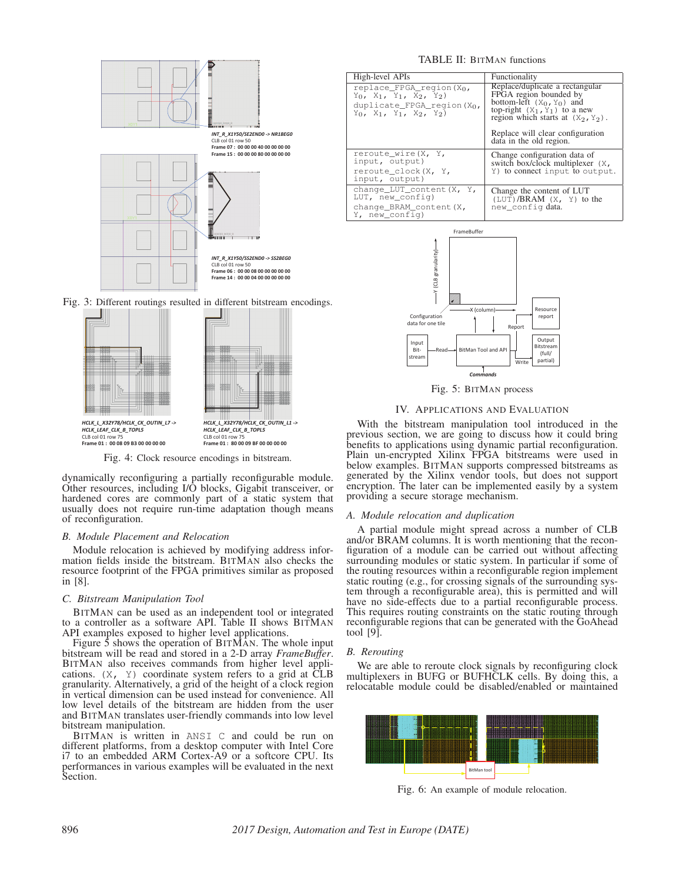Fig. 3: Different routings resulted in different bitstream encodings.

Fig. 4: Clock resource encodings in bitstream.

dynamically reconfiguring a partially reconfigurable module. Other resources, including I/O blocks, Gigabit transceiver, or hardened cores are commonly part of a static system that usually does not require run-time adaptation though means of reconfiguration.

### B. Module Placement and Relocation

Module relocation is achieved by modifying address information fields inside the bitstream. BITMAN also checks the resource footprint of the FPGA primitives similar as proposed in [8].

### C. Bitstream Manipulation Tool

BITMAN can be used as an independent tool or integrated to a controller as a software API. Table II shows BITMAN API examples exposed to higher level applications.

Figure 5 shows the operation of BITMAN. The whole input bitstream will be read and stored in a 2-D array *FrameBuffer*. BITMAN also receives commands from higher level applications. `(X, Y)` coordinate system refers to a grid at CLB granularity. Alternatively, a grid of the height of a clock region in vertical dimension can be used instead for convenience. All low level details of the bitstream are hidden from the user and BITMAN translates user-friendly commands into low level bitstream manipulation.

BITMAN is written in `ANSI C` and could be run on different platforms, from a desktop computer with Intel Core i7 to an embedded ARM Cortex-A9 or a softcore CPU. Its performances in various examples will be evaluated in the next Section.

TABLE II: BITMAN functions

| High-level APIs | Functionality |
|---|---|
| `replace_FPGA_region(X0, Y0, X1, Y1, X2, Y2)` `duplicate_FPGA_region(X0, Y0, X1, Y1, X2, Y2)` | Replace/duplicate a rectangular FPGA region bounded by bottom-left $(X_0, Y_0)$ and top-right $(X_1, Y_1)$ to a new region which starts at $(X_2, Y_2)$. Replace will clear configuration data in the old region. |
| `reroute_wire(X, Y, input, output)` `reroute_clock(X, Y, input, output)` | Change configuration data of switch box/clock multiplexer `(X, Y)` to connect `input` to `output`. |
| `change_LUT_content(X, Y, LUT, new_config)` `change_BRAM_content(X, Y, new_config)` | Change the content of LUT `(LUT)`/BRAM `(X, Y)` to the `new_config` data. |

Fig. 5: BITMAN process

## IV. Applications and Evaluation

With the bitstream manipulation tool introduced in the previous section, we are going to discuss how it could bring benefits to applications using dynamic partial reconfiguration. Plain un-encrypted Xilinx FPGA bitstreams were used in below examples. BITMAN supports compressed bitstreams as generated by the Xilinx vendor tools, but does not support encryption. The later can be implemented easily by a system providing a secure storage mechanism.

### A. Module relocation and duplication

A partial module might spread across a number of CLB and/or BRAM columns. It is worth mentioning that the reconfiguration of a module can be carried out without affecting surrounding modules or static system. In particular if some of the routing resources within a reconfigurable region implement static routing (e.g., for crossing signals of the surrounding system through a reconfigurable area), this is permitted and will have no side-effects due to a partial reconfigurable process. This requires routing constraints on the static routing through reconfigurable regions that can be generated with the GoAhead tool [9].

### B. Rerouting

We are able to reroute clock signals by reconfiguring clock multiplexers in BUFG or BUFHCLK cells. By doing this, a relocatable module could be disabled/enabled or maintained

Fig. 6: An example of module relocation.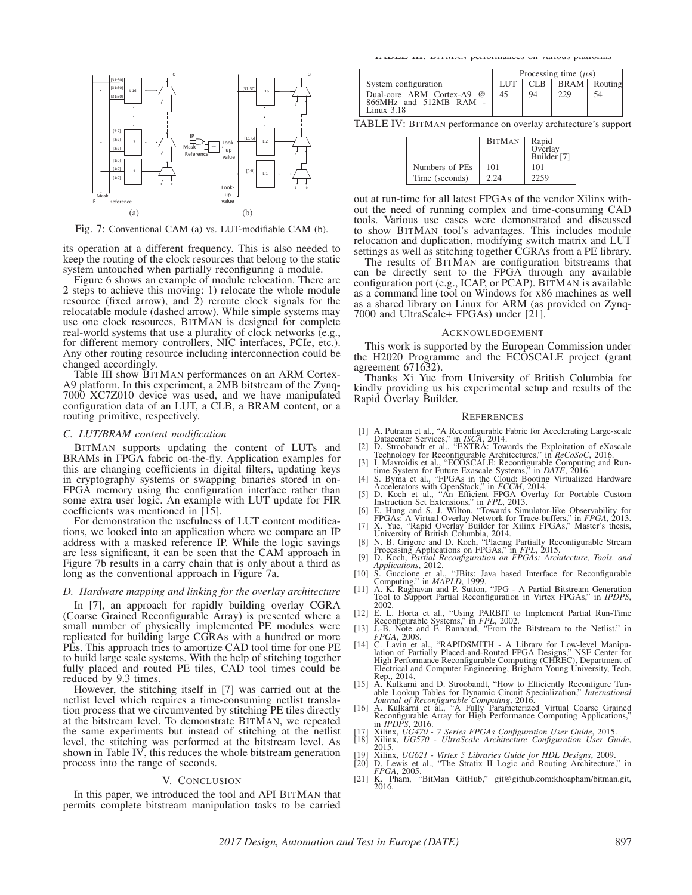its operation at a different frequency. This is also needed to keep the routing of the clock resources that belong to the static system untouched when partially reconfiguring a module.

Figure 6 shows an example of module relocation. There are 2 steps to achieve this moving: 1) relocate the whole module resource (fixed arrow), and 2) reroute clock signals for the relocatable module (dashed arrow). While simple systems may use one clock resources, BITMAN is designed for complete real-world systems that use a plurality of clock networks (e.g., for different memory controllers, NIC interfaces, PCIe, etc.). Any other routing resource including interconnection could be changed accordingly.

Table III show BITMAN performances on an ARM Cortex-A9 platform. In this experiment, a 2MB bitstream of the Zynq-7000 XC7Z010 device was used, and we have manipulated configuration data of an LUT, a CLB, a BRAM content, or a routing primitive, respectively.

### C. LUT/BRAM content modification

BITMAN supports updating the content of LUTs and BRAMs in FPGA fabric on-the-fly. Application examples for this are changing coefficients in digital filters, updating keys in cryptography systems or swapping binaries stored in on-FPGA memory using the configuration interface rather than some extra user logic. An example with LUT update for FIR coefficients was mentioned in [15].

For demonstration the usefulness of LUT content modifications, we looked into an application where we compare an IP address with a masked reference IP. While the logic savings are less significant, it can be seen that the CAM approach in Figure 7b results in a carry chain that is only about a third as long as the conventional approach in Figure 7a.

(a)

(b)

Fig. 7: Conventional CAM (a) vs. LUT-modifiable CAM (b).

### D. Hardware mapping and linking for the overlay architecture

In [7], an approach for rapidly building overlay CGRA (Coarse Grained Reconfigurable Array) is presented where a small number of physically implemented PE modules were replicated for building large CGRAs with a hundred or more PEs. This approach tries to amortize CAD tool time for one PE to build large scale systems. With the help of stitching together fully placed and routed PE tiles, CAD tool times could be reduced by 9.3 times.

However, the stitching itself in [7] was carried out at the netlist level which requires a time-consuming netlist translation process that we circumvented by stitching PE tiles directly at the bitstream level. To demonstrate BITMAN, we repeated the same experiments but instead of stitching at the netlist level, the stitching was performed at the bitstream level. As shown in Table IV, this reduces the whole bitstream generation process into the range of seconds.

## V. CONCLUSION

In this paper, we introduced the tool and API BITMAN that permits complete bitstream manipulation tasks to be carried out at run-time for all latest FPGAs of the vendor Xilinx without the need of running complex and time-consuming CAD tools. Various use cases were demonstrated and discussed to show BITMAN tool's advantages. This includes module relocation and duplication, modifying switch matrix and LUT settings as well as stitching together CGRAs from a PE library.

The results of BITMAN are configuration bitstreams that can be directly sent to the FPGA through any available configuration port (e.g., ICAP, or PCAP). BITMAN is available as a command line tool on Windows for x86 machines as well as a shared library on Linux for ARM (as provided on Zynq-7000 and UltraScale+ FPGAs) under [21].

TABLE III: BITMAN performances on various platforms

| System configuration | Processing time ($\mu s$) | | | |
|---|---|---|---|---|
| | LUT | CLB | BRAM | Routing |
| Dual-core ARM Cortex-A9 @ 866MHz and 512MB RAM - Linux 3.18 | 45 | 94 | 229 | 54 |

TABLE IV: BITMAN performance on overlay architecture's support

| | BITMAN | Rapid Overlay Builder [7] |
|---|---|---|
| Numbers of PEs | 101 | 101 |
| Time (seconds) | 2.24 | 2259 |

## ACKNOWLEDGEMENT

This work is supported by the European Commission under the H2020 Programme and the ECOSCALE project (grant agreement 671632).

Thanks Xi Yue from University of British Columbia for kindly providing us his experimental setup and results of the Rapid Overlay Builder.

## REFERENCES

[1] A. Putnam et al., "A Reconfigurable Fabric for Accelerating Large-scale Datacenter Services," in *ISCA*, 2014.

[2] D. Stroobandt et al., "EXTRA: Towards the Exploitation of eXascale Technology for Reconfigurable Architectures," in *ReCoSoC*, 2016.

[3] I. Mavroidis et al., "ECOSCALE: Reconfigurable Computing and Runtime System for Future Exascale Systems," in *DATE*, 2016.

[4] S. Byma et al., "FPGAs in the Cloud: Booting Virtualized Hardware Accelerators with OpenStack," in *FCCM*, 2014.

[5] D. Koch et al., "An Efficient FPGA Overlay for Portable Custom Instruction Set Extensions," in *FPL*, 2013.

[6] E. Hung and S. J. Wilton, "Towards Simulator-like Observability for FPGAs: A Virtual Overlay Network for Trace-buffers," in *FPGA*, 2013.

[7] X. Yue, "Rapid Overlay Builder for Xilinx FPGAs," Master's thesis, University of British Columbia, 2014.

[8] N. B. Grigore and D. Koch, "Placing Partially Reconfigurable Stream Processing Applications on FPGAs," in *FPL*, 2015.

[9] D. Koch, *Partial Reconfiguration on FPGAs: Architecture, Tools, and Applications*, 2012.

[10] S. Guccione et al., "JBits: Java based Interface for Reconfigurable Computing," in *MAPLD*, 1999.

[11] A. K. Raghavan and P. Sutton, "JPG - A Partial Bitstream Generation Tool to Support Partial Reconfiguration in Virtex FPGAs," in *IPDPS*, 2002.

[12] E. L. Horta et al., "Using PARBIT to Implement Partial Run-Time Reconfigurable Systems," in *FPL*, 2002.

[13] J.-B. Note and É. Rannaud, "From the Bitstream to the Netlist," in *FPGA*, 2008.

[14] C. Lavin et al., "RAPIDSMITH - A Library for Low-level Manipulation of Partially Placed-and-Routed FPGA Designs," NSF Center for High Performance Reconfigurable Computing (CHREC), Department of Electrical and Computer Engineering, Brigham Young University, Tech. Rep., 2014.

[15] A. Kulkarni and D. Stroobandt, "How to Efficiently Reconfigure Tunable Lookup Tables for Dynamic Circuit Specialization," *International Journal of Reconfigurable Computing*, 2016.

[16] A. Kulkarni et al., "A Fully Parameterized Virtual Coarse Grained Reconfigurable Array for High Performance Computing Applications," in *IPDPS*, 2016.

[17] Xilinx, *UG470 - 7 Series FPGAs Configuration User Guide*, 2015.

[18] Xilinx, *UG570 - UltraScale Architecture Configuration User Guide*, 2015.

[19] Xilinx, *UG621 - Virtex 5 Libraries Guide for HDL Designs*, 2009.

[20] D. Lewis et al., "The Stratix II Logic and Routing Architecture," in *FPGA*, 2005.

[21] K. Pham, "BitMan GitHub," git@github.com:khoapham/bitman.git, 2016.